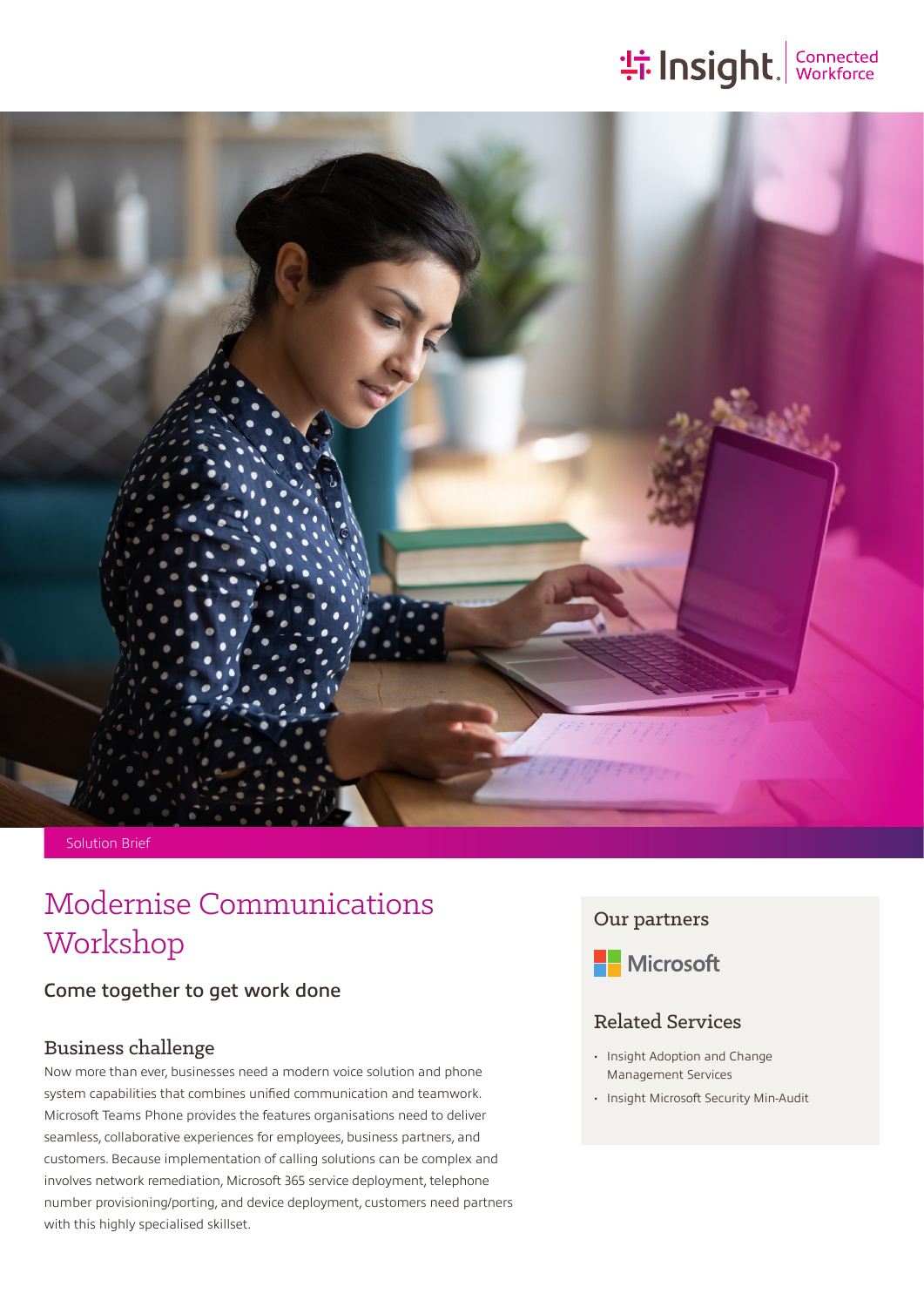Insight | Connected Workforce

Solution Brief

# Modernise Communications Workshop

### Come together to get work done

## Business challenge

Now more than ever, businesses need a modern voice solution and phone system capabilities that combines unified communication and teamwork. Microsoft Teams Phone provides the features organisations need to deliver seamless, collaborative experiences for employees, business partners, and customers. Because implementation of calling solutions can be complex and involves network remediation, Microsoft 365 service deployment, telephone number provisioning/porting, and device deployment, customers need partners with this highly specialised skillset.

## Our partners

Microsoft

## Related Services

- Insight Adoption and Change Management Services
- Insight Microsoft Security Min-Audit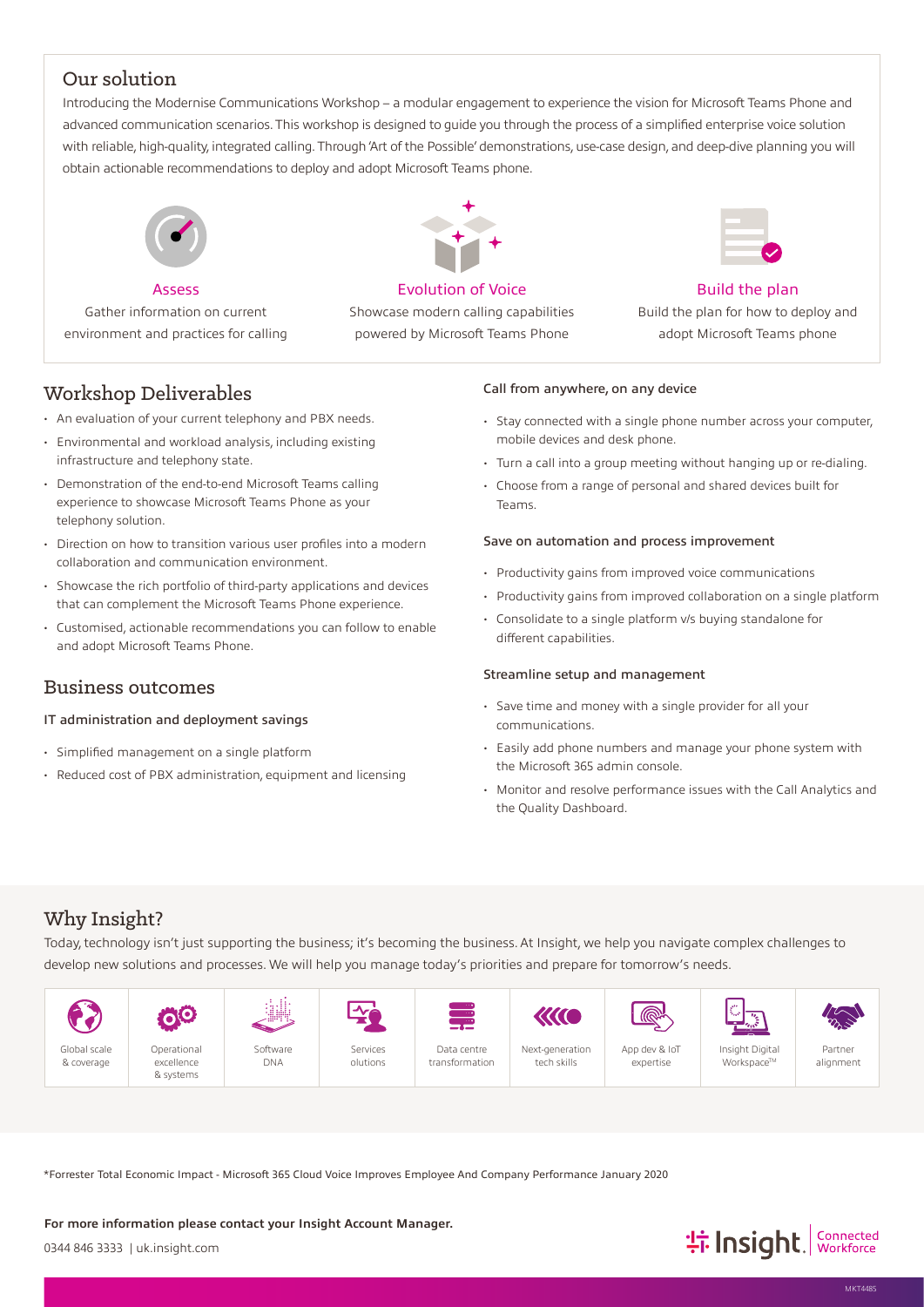## Our solution

Introducing the Modernise Communications Workshop – a modular engagement to experience the vision for Microsoft Teams Phone and advanced communication scenarios. This workshop is designed to guide you through the process of a simplified enterprise voice solution with reliable, high-quality, integrated calling. Through 'Art of the Possible' demonstrations, use-case design, and deep-dive planning you will obtain actionable recommendations to deploy and adopt Microsoft Teams phone.

**Assess**
Gather information on current environment and practices for calling

**Evolution of Voice**
Showcase modern calling capabilities powered by Microsoft Teams Phone

**Build the plan**
Build the plan for how to deploy and adopt Microsoft Teams phone

## Workshop Deliverables

- An evaluation of your current telephony and PBX needs.
- Environmental and workload analysis, including existing infrastructure and telephony state.
- Demonstration of the end-to-end Microsoft Teams calling experience to showcase Microsoft Teams Phone as your telephony solution.
- Direction on how to transition various user profiles into a modern collaboration and communication environment.
- Showcase the rich portfolio of third-party applications and devices that can complement the Microsoft Teams Phone experience.
- Customised, actionable recommendations you can follow to enable and adopt Microsoft Teams Phone.

## Business outcomes

### IT administration and deployment savings

- Simplified management on a single platform
- Reduced cost of PBX administration, equipment and licensing

### Call from anywhere, on any device

- Stay connected with a single phone number across your computer, mobile devices and desk phone.
- Turn a call into a group meeting without hanging up or re-dialing.
- Choose from a range of personal and shared devices built for Teams.

### Save on automation and process improvement

- Productivity gains from improved voice communications
- Productivity gains from improved collaboration on a single platform
- Consolidate to a single platform v/s buying standalone for different capabilities.

### Streamline setup and management

- Save time and money with a single provider for all your communications.
- Easily add phone numbers and manage your phone system with the Microsoft 365 admin console.
- Monitor and resolve performance issues with the Call Analytics and the Quality Dashboard.

## Why Insight?

Today, technology isn't just supporting the business; it's becoming the business. At Insight, we help you navigate complex challenges to develop new solutions and processes. We will help you manage today's priorities and prepare for tomorrow's needs.

Global scale & coverage
Operational excellence & systems
Software DNA
Services olutions
Data centre transformation
Next-generation tech skills
App dev & IoT expertise
Insight Digital Workspace™
Partner alignment

*Forrester Total Economic Impact - Microsoft 365 Cloud Voice Improves Employee And Company Performance January 2020

**For more information please contact your Insight Account Manager.**

0344 846 3333 | uk.insight.com

Insight. Connected Workforce

MKT4485